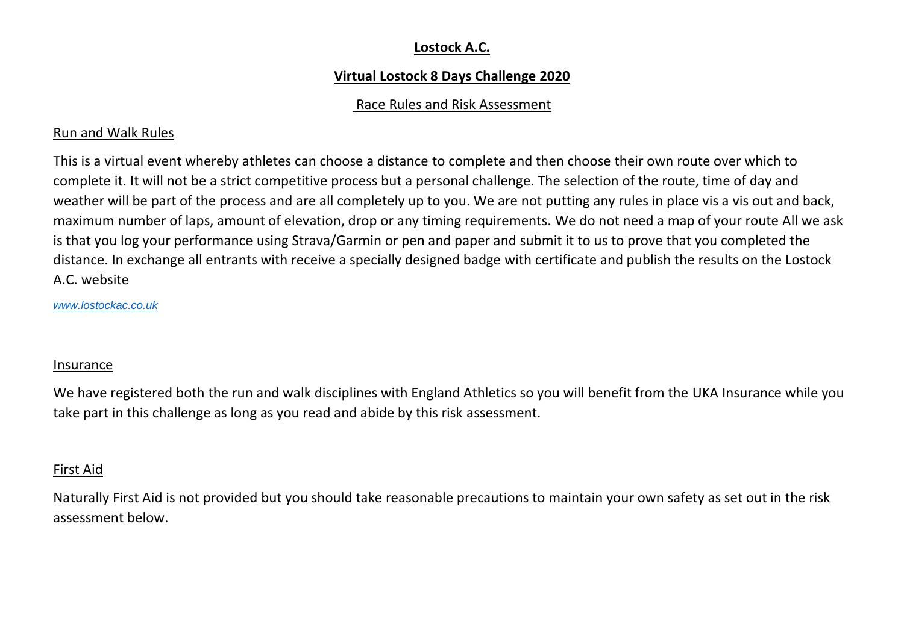# Lostock A.C.

## Virtual Lostock 8 Days Challenge 2020

### Race Rules and Risk Assessment

#### Run and Walk Rules

This is a virtual event whereby athletes can choose a distance to complete and then choose their own route over which to complete it. It will not be a strict competitive process but a personal challenge. The selection of the route, time of day and weather will be part of the process and are all completely up to you. We are not putting any rules in place vis a vis out and back, maximum number of laps, amount of elevation, drop or any timing requirements. We do not need a map of your route All we ask is that you log your performance using Strava/Garmin or pen and paper and submit it to us to prove that you completed the distance. In exchange all entrants with receive a specially designed badge with certificate and publish the results on the Lostock A.C. website

*www.lostockac.co.uk*

#### Insurance

We have registered both the run and walk disciplines with England Athletics so you will benefit from the UKA Insurance while you take part in this challenge as long as you read and abide by this risk assessment.

#### First Aid

Naturally First Aid is not provided but you should take reasonable precautions to maintain your own safety as set out in the risk assessment below.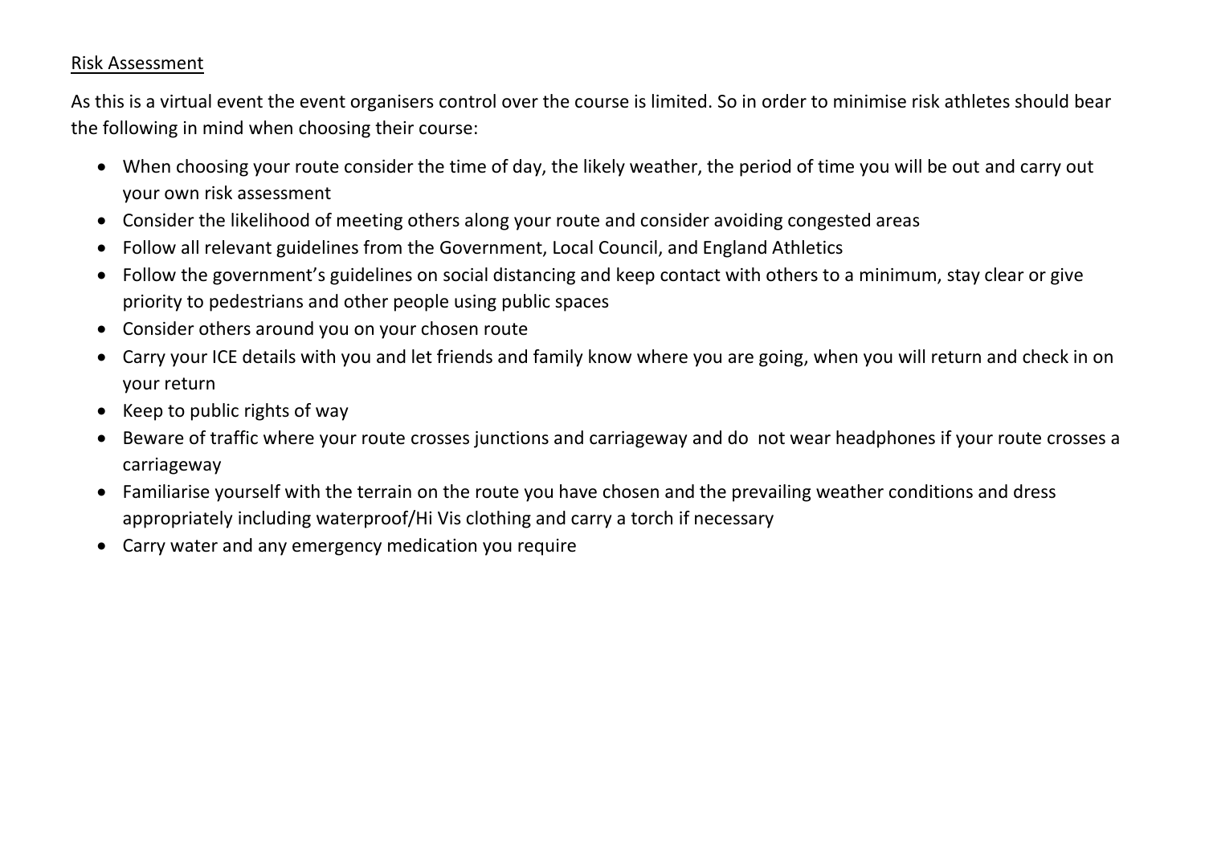## Risk Assessment

As this is a virtual event the event organisers control over the course is limited. So in order to minimise risk athletes should bear the following in mind when choosing their course:

- When choosing your route consider the time of day, the likely weather, the period of time you will be out and carry out your own risk assessment
- Consider the likelihood of meeting others along your route and consider avoiding congested areas
- Follow all relevant guidelines from the Government, Local Council, and England Athletics
- Follow the government's guidelines on social distancing and keep contact with others to a minimum, stay clear or give priority to pedestrians and other people using public spaces
- Consider others around you on your chosen route
- Carry your ICE details with you and let friends and family know where you are going, when you will return and check in on your return
- Keep to public rights of way
- Beware of traffic where your route crosses junctions and carriageway and do not wear headphones if your route crosses a carriageway
- Familiarise yourself with the terrain on the route you have chosen and the prevailing weather conditions and dress appropriately including waterproof/Hi Vis clothing and carry a torch if necessary
- Carry water and any emergency medication you require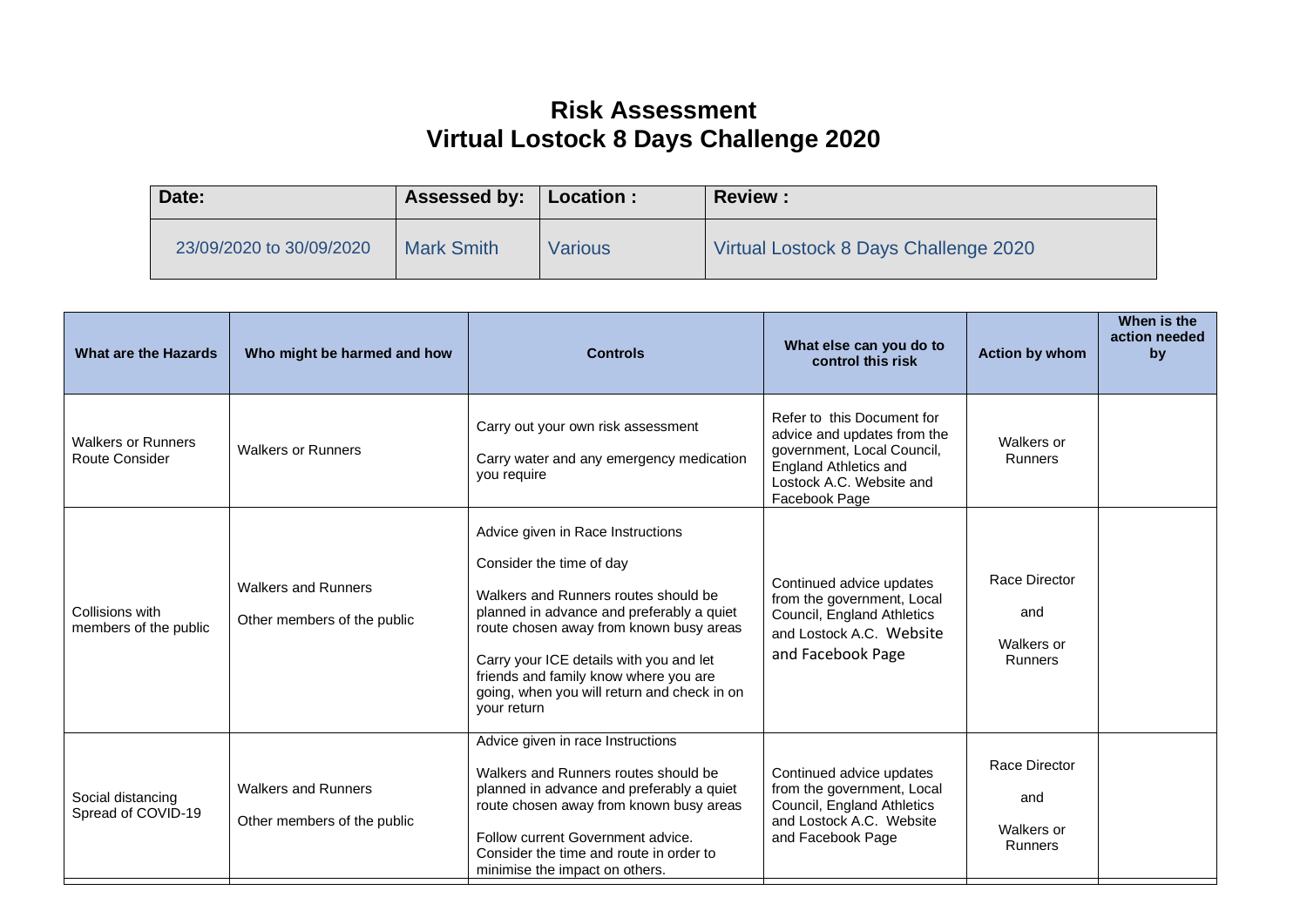# Risk Assessment
# Virtual Lostock 8 Days Challenge 2020

| Date: | Assessed by: | Location : | Review : |
| --- | --- | --- | --- |
| 23/09/2020 to 30/09/2020 | Mark Smith | Various | Virtual Lostock 8 Days Challenge 2020 |

| What are the Hazards | Who might be harmed and how | Controls | What else can you do to control this risk | Action by whom | When is the action needed by |
| --- | --- | --- | --- | --- | --- |
| Walkers or Runners Route Consider | Walkers or Runners | Carry out your own risk assessment<br><br>Carry water and any emergency medication you require | Refer to this Document for advice and updates from the government, Local Council, England Athletics and Lostock A.C. Website and Facebook Page | Walkers or Runners | |
| Collisions with members of the public | Walkers and Runners<br><br>Other members of the public | Advice given in Race Instructions<br><br>Consider the time of day<br><br>Walkers and Runners routes should be planned in advance and preferably a quiet route chosen away from known busy areas<br><br>Carry your ICE details with you and let friends and family know where you are going, when you will return and check in on your return | Continued advice updates from the government, Local Council, England Athletics and Lostock A.C. Website and Facebook Page | Race Director<br><br>and<br><br>Walkers or Runners | |
| Social distancing Spread of COVID-19 | Walkers and Runners<br><br>Other members of the public | Advice given in race Instructions<br><br>Walkers and Runners routes should be planned in advance and preferably a quiet route chosen away from known busy areas<br><br>Follow current Government advice. Consider the time and route in order to minimise the impact on others. | Continued advice updates from the government, Local Council, England Athletics and Lostock A.C. Website and Facebook Page | Race Director<br><br>and<br><br>Walkers or Runners | |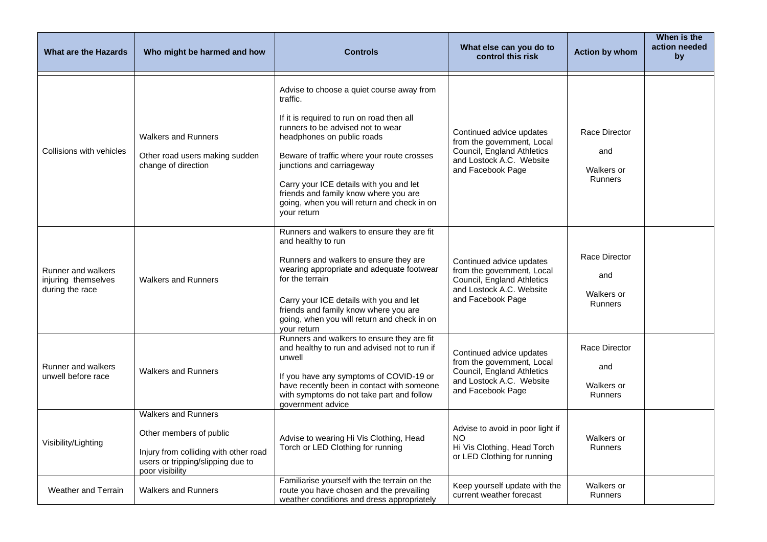| What are the Hazards | Who might be harmed and how | Controls | What else can you do to control this risk | Action by whom | When is the action needed by |
|---|---|---|---|---|---|
| Collisions with vehicles | Walkers and Runners<br><br>Other road users making sudden change of direction | Advise to choose a quiet course away from traffic.<br><br>If it is required to run on road then all runners to be advised not to wear headphones on public roads<br><br>Beware of traffic where your route crosses junctions and carriageway<br><br>Carry your ICE details with you and let friends and family know where you are going, when you will return and check in on your return | Continued advice updates from the government, Local Council, England Athletics and Lostock A.C. Website and Facebook Page | Race Director<br><br>and<br><br>Walkers or Runners | |
| Runner and walkers injuring themselves during the race | Walkers and Runners | Runners and walkers to ensure they are fit and healthy to run<br><br>Runners and walkers to ensure they are wearing appropriate and adequate footwear for the terrain<br><br>Carry your ICE details with you and let friends and family know where you are going, when you will return and check in on your return | Continued advice updates from the government, Local Council, England Athletics and Lostock A.C. Website and Facebook Page | Race Director<br><br>and<br><br>Walkers or Runners | |
| Runner and walkers unwell before race | Walkers and Runners | Runners and walkers to ensure they are fit and healthy to run and advised not to run if unwell<br><br>If you have any symptoms of COVID-19 or have recently been in contact with someone with symptoms do not take part and follow government advice | Continued advice updates from the government, Local Council, England Athletics and Lostock A.C. Website and Facebook Page | Race Director<br><br>and<br><br>Walkers or Runners | |
| Visibility/Lighting | Walkers and Runners<br><br>Other members of public<br><br>Injury from colliding with other road users or tripping/slipping due to poor visibility | Advise to wearing Hi Vis Clothing, Head Torch or LED Clothing for running | Advise to avoid in poor light if NO<br>Hi Vis Clothing, Head Torch or LED Clothing for running | Walkers or Runners | |
| Weather and Terrain | Walkers and Runners | Familiarise yourself with the terrain on the route you have chosen and the prevailing weather conditions and dress appropriately | Keep yourself update with the current weather forecast | Walkers or Runners | |